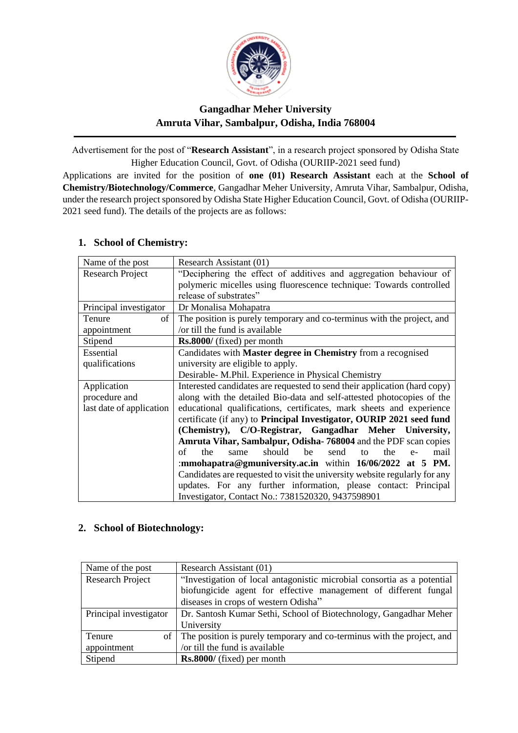# Gangadhar Meher University
## Amruta Vihar, Sambalpur, Odisha, India 768004

Advertisement for the post of "**Research Assistant**", in a research project sponsored by Odisha State Higher Education Council, Govt. of Odisha (OURIIP-2021 seed fund)

Applications are invited for the position of **one (01) Research Assistant** each at the **School of Chemistry/Biotechnology/Commerce**, Gangadhar Meher University, Amruta Vihar, Sambalpur, Odisha, under the research project sponsored by Odisha State Higher Education Council, Govt. of Odisha (OURIIP-2021 seed fund). The details of the projects are as follows:

### 1. School of Chemistry:

| Name of the post | Research Assistant (01) |
|---|---|
| Research Project | "Deciphering the effect of additives and aggregation behaviour of polymeric micelles using fluorescence technique: Towards controlled release of substrates" |
| Principal investigator | Dr Monalisa Mohapatra |
| Tenure of appointment | The position is purely temporary and co-terminus with the project, and /or till the fund is available |
| Stipend | **Rs.8000/** (fixed) per month |
| Essential qualifications | Candidates with **Master degree in Chemistry** from a recognised university are eligible to apply.<br>Desirable- M.Phil. Experience in Physical Chemistry |
| Application procedure and last date of application | Interested candidates are requested to send their application (hard copy) along with the detailed Bio-data and self-attested photocopies of the educational qualifications, certificates, mark sheets and experience certificate (if any) to **Principal Investigator, OURIP 2021 seed fund (Chemistry), C/O-Registrar, Gangadhar Meher University, Amruta Vihar, Sambalpur, Odisha- 768004** and the PDF scan copies of the same should be send to the e-mail :**mmohapatra@gmuniversity.ac.in** within **16/06/2022 at 5 PM.** Candidates are requested to visit the university website regularly for any updates. For any further information, please contact: Principal Investigator, Contact No.: 7381520320, 9437598901 |

### 2. School of Biotechnology:

| Name of the post | Research Assistant (01) |
|---|---|
| Research Project | "Investigation of local antagonistic microbial consortia as a potential biofungicide agent for effective management of different fungal diseases in crops of western Odisha" |
| Principal investigator | Dr. Santosh Kumar Sethi, School of Biotechnology, Gangadhar Meher University |
| Tenure of appointment | The position is purely temporary and co-terminus with the project, and /or till the fund is available |
| Stipend | **Rs.8000/** (fixed) per month |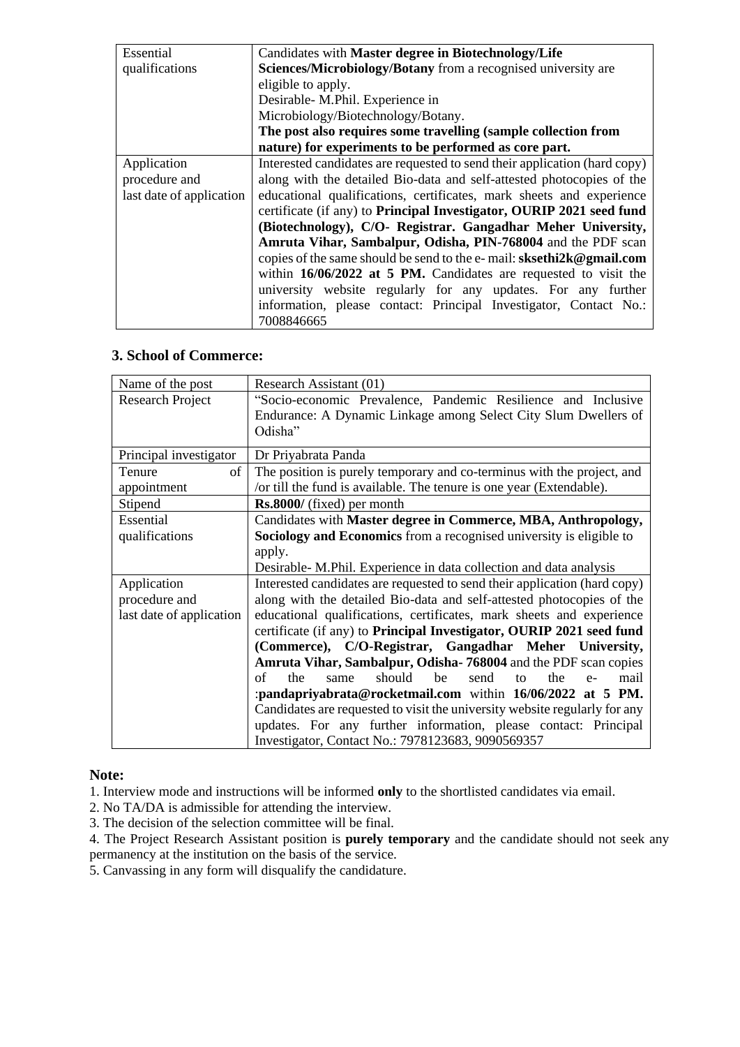| | |
|---|---|
| Essential qualifications | Candidates with **Master degree in Biotechnology/Life Sciences/Microbiology/Botany** from a recognised university are eligible to apply.<br>Desirable- M.Phil. Experience in Microbiology/Biotechnology/Botany.<br>**The post also requires some travelling (sample collection from nature) for experiments to be performed as core part.** |
| Application procedure and last date of application | Interested candidates are requested to send their application (hard copy) along with the detailed Bio-data and self-attested photocopies of the educational qualifications, certificates, mark sheets and experience certificate (if any) to **Principal Investigator, OURIP 2021 seed fund (Biotechnology), C/O- Registrar. Gangadhar Meher University, Amruta Vihar, Sambalpur, Odisha, PIN-768004** and the PDF scan copies of the same should be send to the e- mail: **sksethi2k@gmail.com** within **16/06/2022 at 5 PM.** Candidates are requested to visit the university website regularly for any updates. For any further information, please contact: Principal Investigator, Contact No.: 7008846665 |

### 3. School of Commerce:

| Name of the post | Research Assistant (01) |
|---|---|
| Research Project | "Socio-economic Prevalence, Pandemic Resilience and Inclusive Endurance: A Dynamic Linkage among Select City Slum Dwellers of Odisha" |
| Principal investigator | Dr Priyabrata Panda |
| Tenure of appointment | The position is purely temporary and co-terminus with the project, and /or till the fund is available. The tenure is one year (Extendable). |
| Stipend | **Rs.8000/** (fixed) per month |
| Essential qualifications | Candidates with **Master degree in Commerce, MBA, Anthropology, Sociology and Economics** from a recognised university is eligible to apply.<br>Desirable- M.Phil. Experience in data collection and data analysis |
| Application procedure and last date of application | Interested candidates are requested to send their application (hard copy) along with the detailed Bio-data and self-attested photocopies of the educational qualifications, certificates, mark sheets and experience certificate (if any) to **Principal Investigator, OURIP 2021 seed fund (Commerce), C/O-Registrar, Gangadhar Meher University, Amruta Vihar, Sambalpur, Odisha- 768004** and the PDF scan copies of the same should be send to the e- mail :**pandapriyabrata@rocketmail.com** within **16/06/2022 at 5 PM.** Candidates are requested to visit the university website regularly for any updates. For any further information, please contact: Principal Investigator, Contact No.: 7978123683, 9090569357 |

**Note:**

1. Interview mode and instructions will be informed **only** to the shortlisted candidates via email.
2. No TA/DA is admissible for attending the interview.
3. The decision of the selection committee will be final.
4. The Project Research Assistant position is **purely temporary** and the candidate should not seek any permanency at the institution on the basis of the service.
5. Canvassing in any form will disqualify the candidature.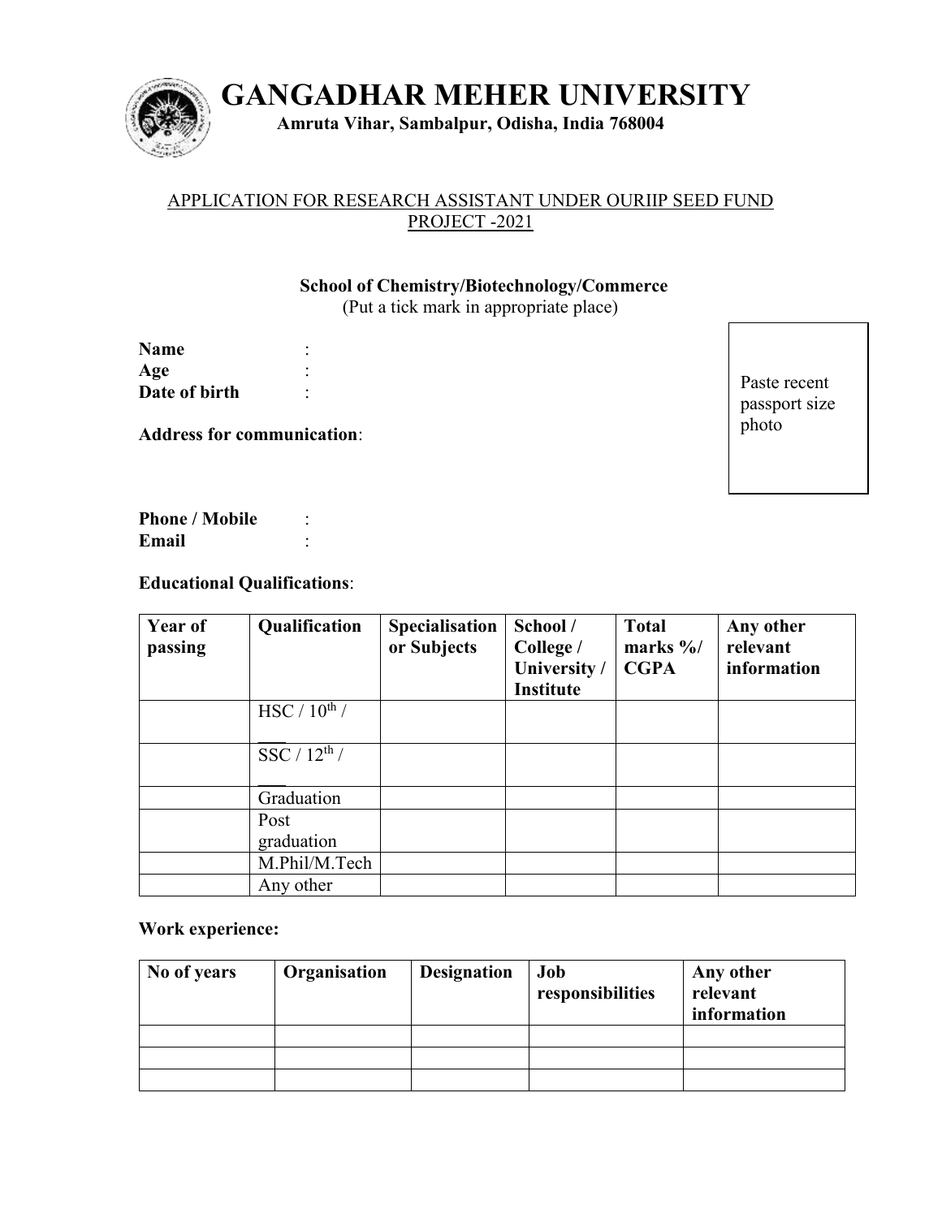# GANGADHAR MEHER UNIVERSITY

**Amruta Vihar, Sambalpur, Odisha, India 768004**

APPLICATION FOR RESEARCH ASSISTANT UNDER OURIIP SEED FUND PROJECT -2021

**School of Chemistry/Biotechnology/Commerce**
(Put a tick mark in appropriate place)

**Name** :
**Age** :
**Date of birth** :

**Address for communication**:

Paste recent passport size photo

**Phone / Mobile** :
**Email** :

**Educational Qualifications**:

| Year of passing | Qualification | Specialisation or Subjects | School / College / University / Institute | Total marks %/ CGPA | Any other relevant information |
|---|---|---|---|---|---|
| | HSC / 10th / ___ | | | | |
| | SSC / 12th / ___ | | | | |
| | Graduation | | | | |
| | Post graduation | | | | |
| | M.Phil/M.Tech | | | | |
| | Any other | | | | |

**Work experience:**

| No of years | Organisation | Designation | Job responsibilities | Any other relevant information |
|---|---|---|---|---|
| | | | | |
| | | | | |
| | | | | |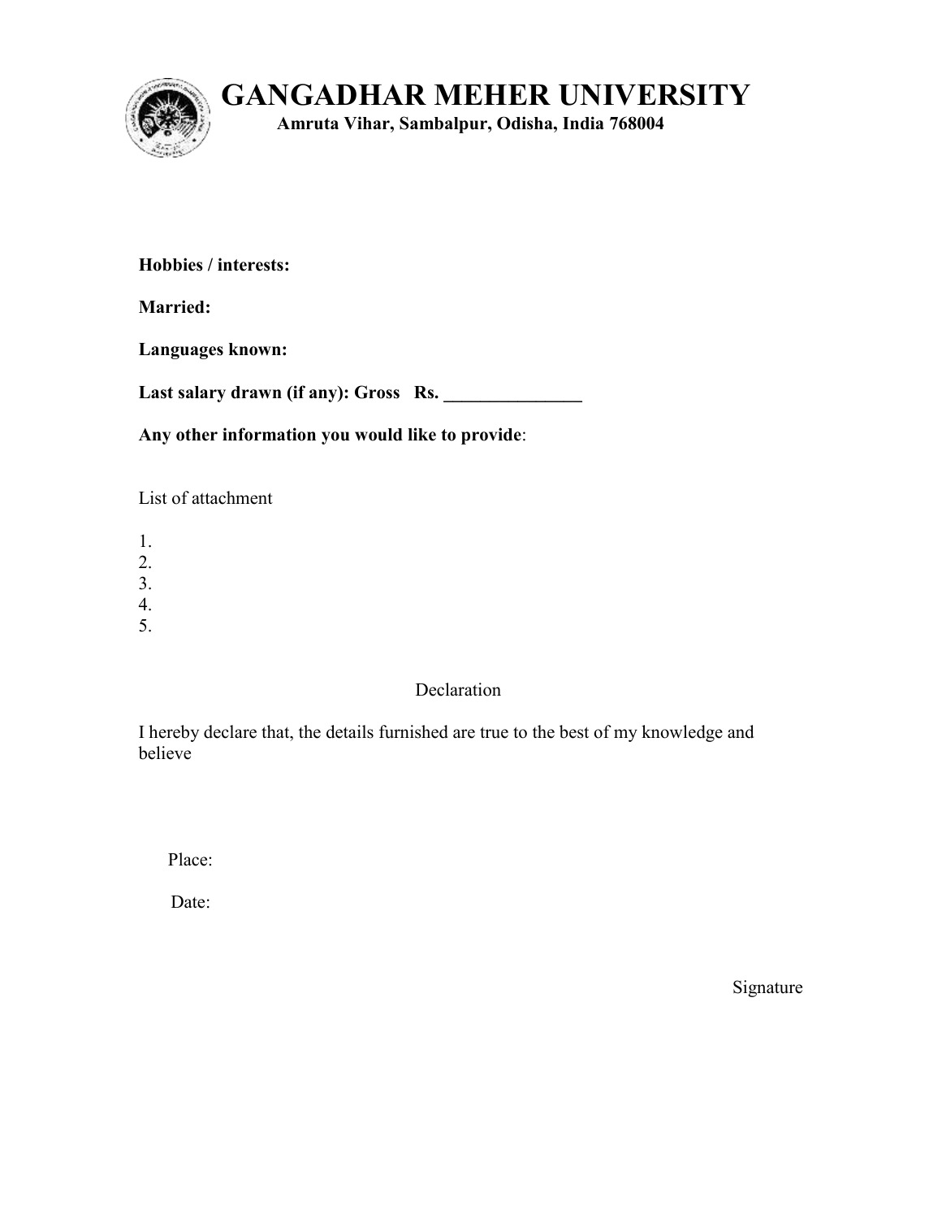# GANGADHAR MEHER UNIVERSITY

**Amruta Vihar, Sambalpur, Odisha, India 768004**

**Hobbies / interests:**

**Married:**

**Languages known:**

**Last salary drawn (if any): Gross Rs. _______________**

**Any other information you would like to provide**:

List of attachment

1.
2.
3.
4.
5.

Declaration

I hereby declare that, the details furnished are true to the best of my knowledge and believe

Place:

Date:

Signature